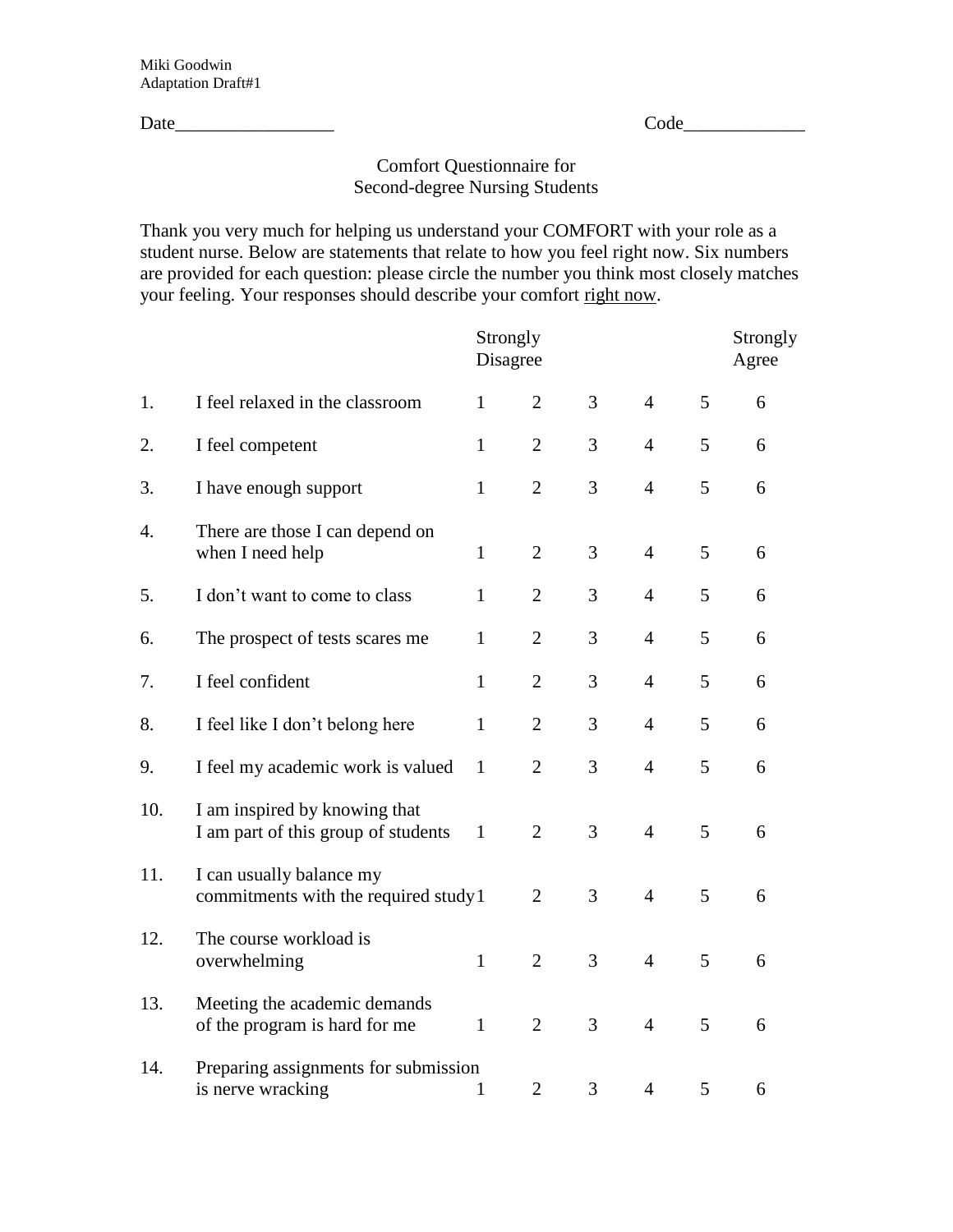Miki Goodwin
Adaptation Draft#1

Date_________________ Code_____________

# Comfort Questionnaire for Second-degree Nursing Students

Thank you very much for helping us understand your COMFORT with your role as a student nurse. Below are statements that relate to how you feel right now. Six numbers are provided for each question: please circle the number you think most closely matches your feeling. Your responses should describe your comfort <u>right now</u>.

| | | Strongly Disagree | | | | | Strongly Agree |
|---|---|---|---|---|---|---|---|
| 1. | I feel relaxed in the classroom | 1 | 2 | 3 | 4 | 5 | 6 |
| 2. | I feel competent | 1 | 2 | 3 | 4 | 5 | 6 |
| 3. | I have enough support | 1 | 2 | 3 | 4 | 5 | 6 |
| 4. | There are those I can depend on when I need help | 1 | 2 | 3 | 4 | 5 | 6 |
| 5. | I don't want to come to class | 1 | 2 | 3 | 4 | 5 | 6 |
| 6. | The prospect of tests scares me | 1 | 2 | 3 | 4 | 5 | 6 |
| 7. | I feel confident | 1 | 2 | 3 | 4 | 5 | 6 |
| 8. | I feel like I don't belong here | 1 | 2 | 3 | 4 | 5 | 6 |
| 9. | I feel my academic work is valued | 1 | 2 | 3 | 4 | 5 | 6 |
| 10. | I am inspired by knowing that I am part of this group of students | 1 | 2 | 3 | 4 | 5 | 6 |
| 11. | I can usually balance my commitments with the required study | 1 | 2 | 3 | 4 | 5 | 6 |
| 12. | The course workload is overwhelming | 1 | 2 | 3 | 4 | 5 | 6 |
| 13. | Meeting the academic demands of the program is hard for me | 1 | 2 | 3 | 4 | 5 | 6 |
| 14. | Preparing assignments for submission is nerve wracking | 1 | 2 | 3 | 4 | 5 | 6 |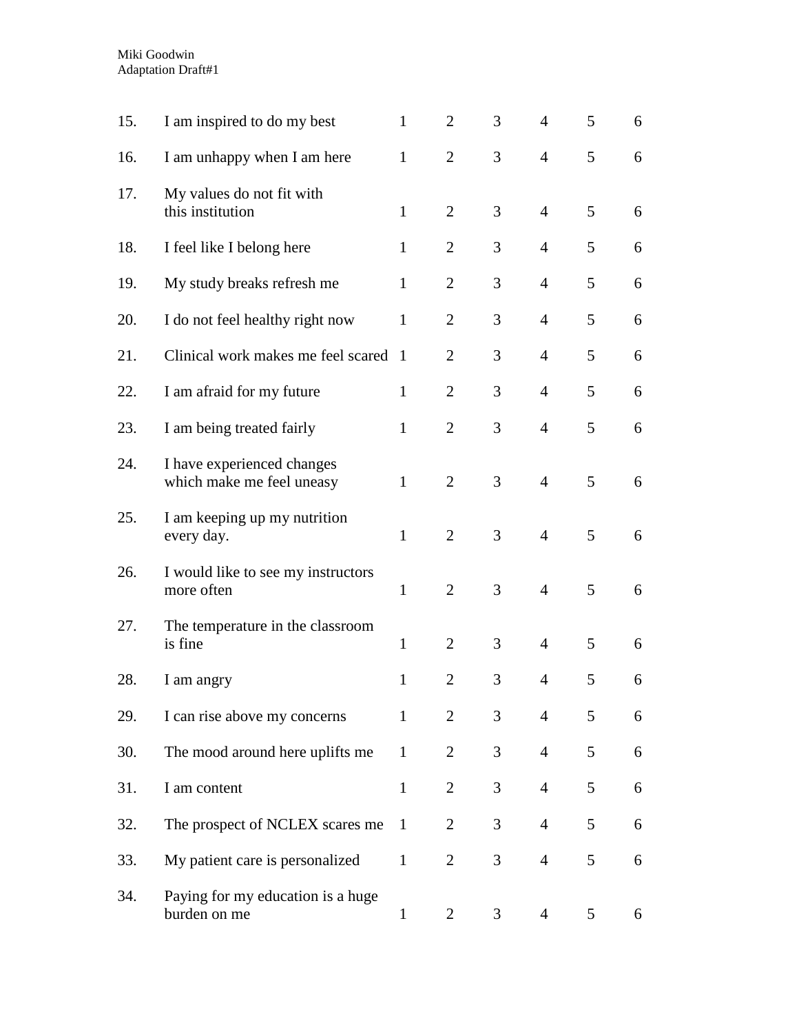| | | | | | | | |
|---|---|---|---|---|---|---|---|
| 15. | I am inspired to do my best | 1 | 2 | 3 | 4 | 5 | 6 |
| 16. | I am unhappy when I am here | 1 | 2 | 3 | 4 | 5 | 6 |
| 17. | My values do not fit with this institution | 1 | 2 | 3 | 4 | 5 | 6 |
| 18. | I feel like I belong here | 1 | 2 | 3 | 4 | 5 | 6 |
| 19. | My study breaks refresh me | 1 | 2 | 3 | 4 | 5 | 6 |
| 20. | I do not feel healthy right now | 1 | 2 | 3 | 4 | 5 | 6 |
| 21. | Clinical work makes me feel scared | 1 | 2 | 3 | 4 | 5 | 6 |
| 22. | I am afraid for my future | 1 | 2 | 3 | 4 | 5 | 6 |
| 23. | I am being treated fairly | 1 | 2 | 3 | 4 | 5 | 6 |
| 24. | I have experienced changes which make me feel uneasy | 1 | 2 | 3 | 4 | 5 | 6 |
| 25. | I am keeping up my nutrition every day. | 1 | 2 | 3 | 4 | 5 | 6 |
| 26. | I would like to see my instructors more often | 1 | 2 | 3 | 4 | 5 | 6 |
| 27. | The temperature in the classroom is fine | 1 | 2 | 3 | 4 | 5 | 6 |
| 28. | I am angry | 1 | 2 | 3 | 4 | 5 | 6 |
| 29. | I can rise above my concerns | 1 | 2 | 3 | 4 | 5 | 6 |
| 30. | The mood around here uplifts me | 1 | 2 | 3 | 4 | 5 | 6 |
| 31. | I am content | 1 | 2 | 3 | 4 | 5 | 6 |
| 32. | The prospect of NCLEX scares me | 1 | 2 | 3 | 4 | 5 | 6 |
| 33. | My patient care is personalized | 1 | 2 | 3 | 4 | 5 | 6 |
| 34. | Paying for my education is a huge burden on me | 1 | 2 | 3 | 4 | 5 | 6 |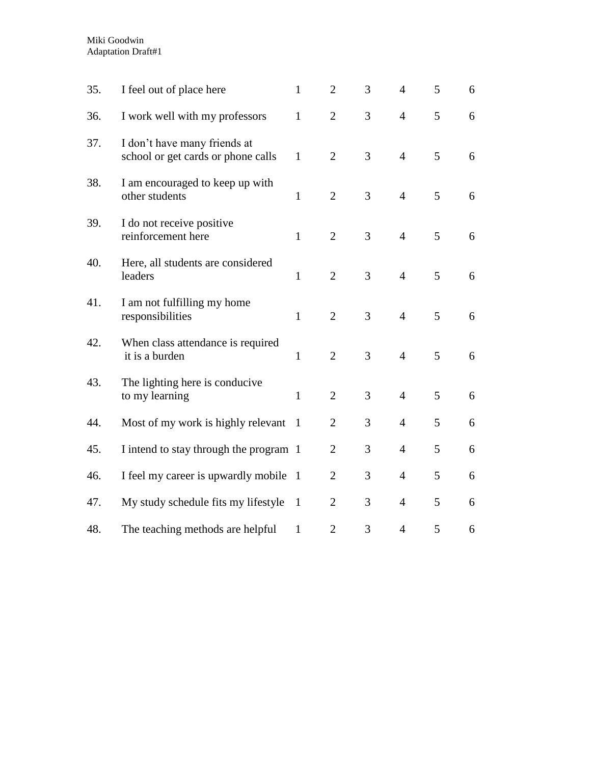| | | | | | | | |
|---|---|---|---|---|---|---|---|
| 35. | I feel out of place here | 1 | 2 | 3 | 4 | 5 | 6 |
| 36. | I work well with my professors | 1 | 2 | 3 | 4 | 5 | 6 |
| 37. | I don't have many friends at school or get cards or phone calls | 1 | 2 | 3 | 4 | 5 | 6 |
| 38. | I am encouraged to keep up with other students | 1 | 2 | 3 | 4 | 5 | 6 |
| 39. | I do not receive positive reinforcement here | 1 | 2 | 3 | 4 | 5 | 6 |
| 40. | Here, all students are considered leaders | 1 | 2 | 3 | 4 | 5 | 6 |
| 41. | I am not fulfilling my home responsibilities | 1 | 2 | 3 | 4 | 5 | 6 |
| 42. | When class attendance is required it is a burden | 1 | 2 | 3 | 4 | 5 | 6 |
| 43. | The lighting here is conducive to my learning | 1 | 2 | 3 | 4 | 5 | 6 |
| 44. | Most of my work is highly relevant | 1 | 2 | 3 | 4 | 5 | 6 |
| 45. | I intend to stay through the program | 1 | 2 | 3 | 4 | 5 | 6 |
| 46. | I feel my career is upwardly mobile | 1 | 2 | 3 | 4 | 5 | 6 |
| 47. | My study schedule fits my lifestyle | 1 | 2 | 3 | 4 | 5 | 6 |
| 48. | The teaching methods are helpful | 1 | 2 | 3 | 4 | 5 | 6 |